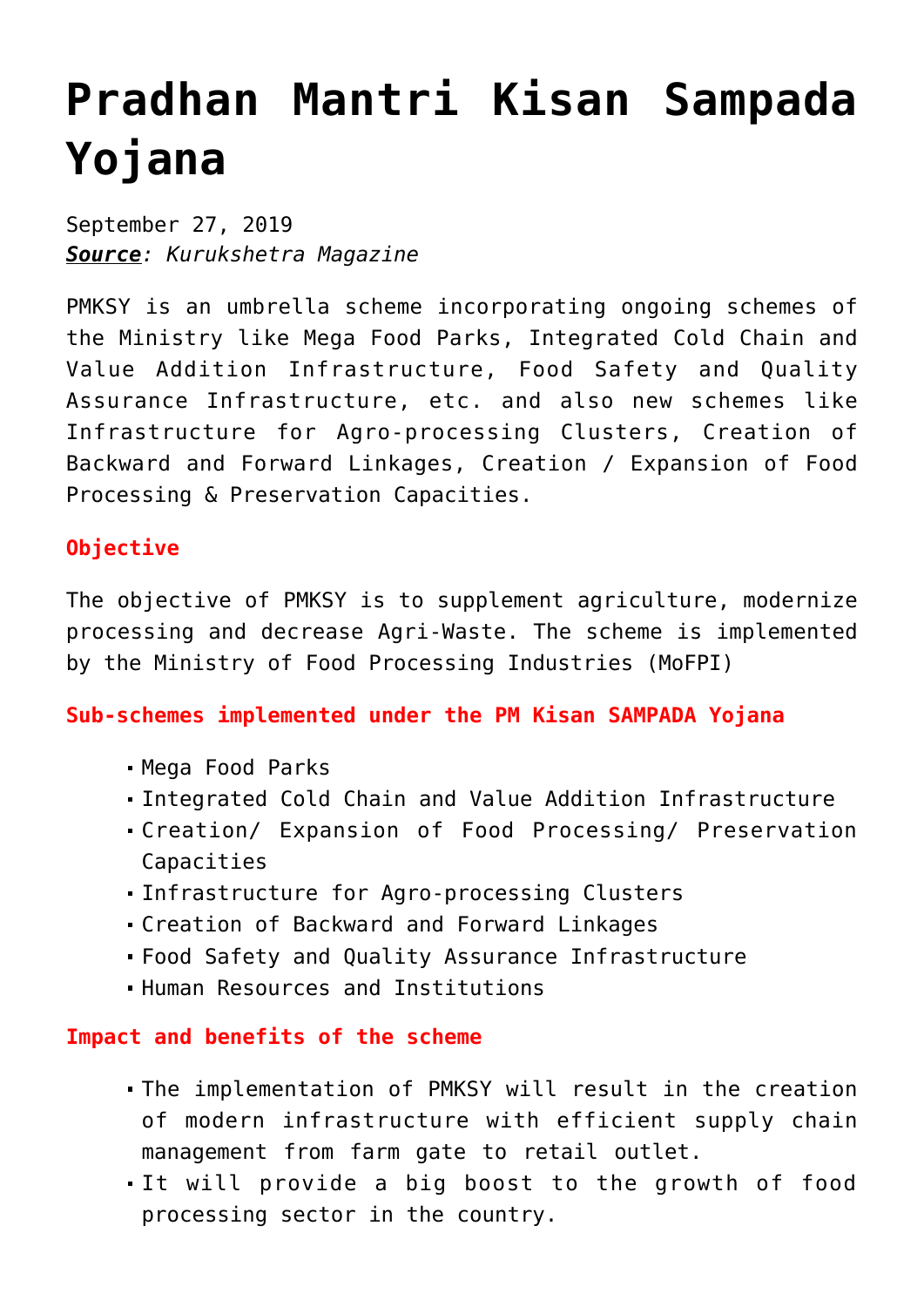# Pradhan Mantri Kisan Sampada Yojana

September 27, 2019
***Source**: Kurukshetra Magazine*

PMKSY is an umbrella scheme incorporating ongoing schemes of the Ministry like Mega Food Parks, Integrated Cold Chain and Value Addition Infrastructure, Food Safety and Quality Assurance Infrastructure, etc. and also new schemes like Infrastructure for Agro-processing Clusters, Creation of Backward and Forward Linkages, Creation / Expansion of Food Processing & Preservation Capacities.

### Objective

The objective of PMKSY is to supplement agriculture, modernize processing and decrease Agri-Waste. The scheme is implemented by the Ministry of Food Processing Industries (MoFPI)

### Sub-schemes implemented under the PM Kisan SAMPADA Yojana

- Mega Food Parks
- Integrated Cold Chain and Value Addition Infrastructure
- Creation/ Expansion of Food Processing/ Preservation Capacities
- Infrastructure for Agro-processing Clusters
- Creation of Backward and Forward Linkages
- Food Safety and Quality Assurance Infrastructure
- Human Resources and Institutions

### Impact and benefits of the scheme

- The implementation of PMKSY will result in the creation of modern infrastructure with efficient supply chain management from farm gate to retail outlet.
- It will provide a big boost to the growth of food processing sector in the country.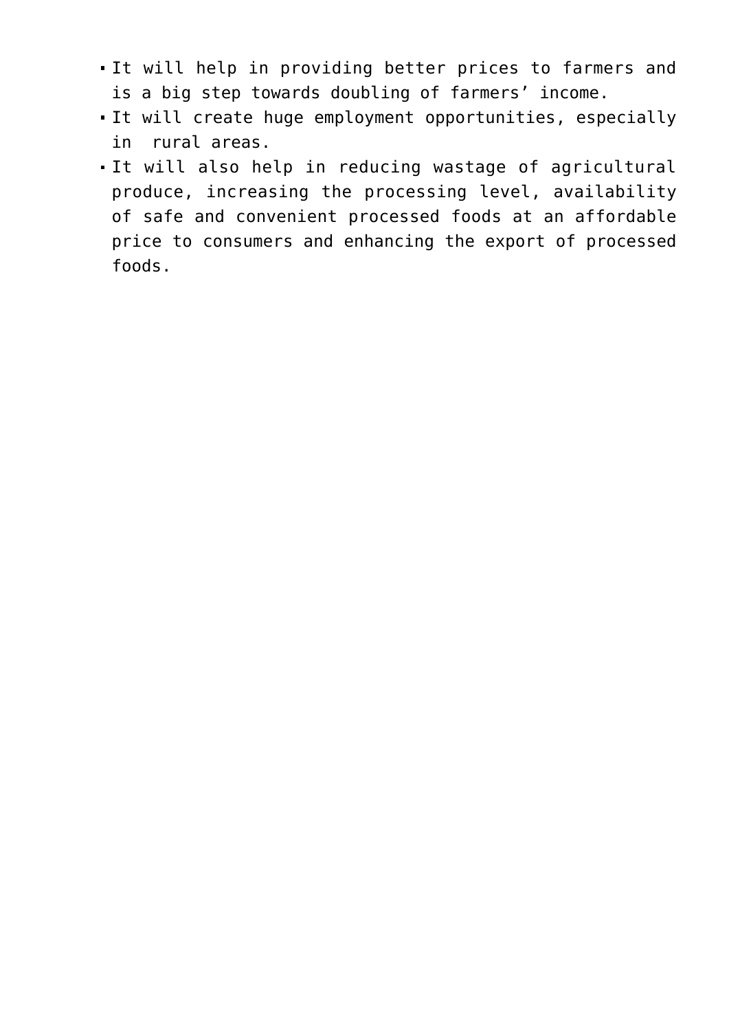- It will help in providing better prices to farmers and is a big step towards doubling of farmers' income.
- It will create huge employment opportunities, especially in rural areas.
- It will also help in reducing wastage of agricultural produce, increasing the processing level, availability of safe and convenient processed foods at an affordable price to consumers and enhancing the export of processed foods.